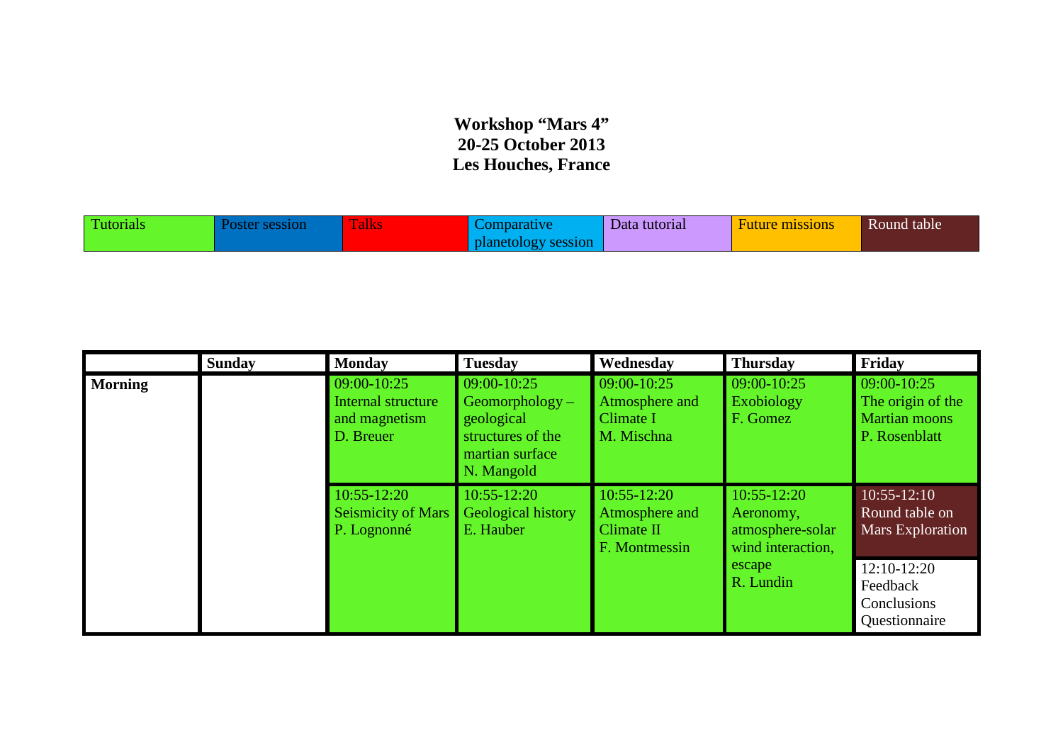**Workshop "Mars 4"**
**20-25 October 2013**
**Les Houches, France**

| Tutorials | Poster session | Talks | Comparative planetology session | Data tutorial | Future missions | Round table |
|---|---|---|---|---|---|---|

| | **Sunday** | **Monday** | **Tuesday** | **Wednesday** | **Thursday** | **Friday** |
|---|---|---|---|---|---|---|
| **Morning** | | 09:00-10:25 Internal structure and magnetism D. Breuer | 09:00-10:25 Geomorphology – geological structures of the martian surface N. Mangold | 09:00-10:25 Atmosphere and Climate I M. Mischna | 09:00-10:25 Exobiology F. Gomez | 09:00-10:25 The origin of the Martian moons P. Rosenblatt |
| | | 10:55-12:20 Seismicity of Mars P. Lognonné | 10:55-12:20 Geological history E. Hauber | 10:55-12:20 Atmosphere and Climate II F. Montmessin | 10:55-12:20 Aeronomy, atmosphere-solar wind interaction, escape R. Lundin | 10:55-12:10 Round table on Mars Exploration |
| | | | | | | 12:10-12:20 Feedback Conclusions Questionnaire |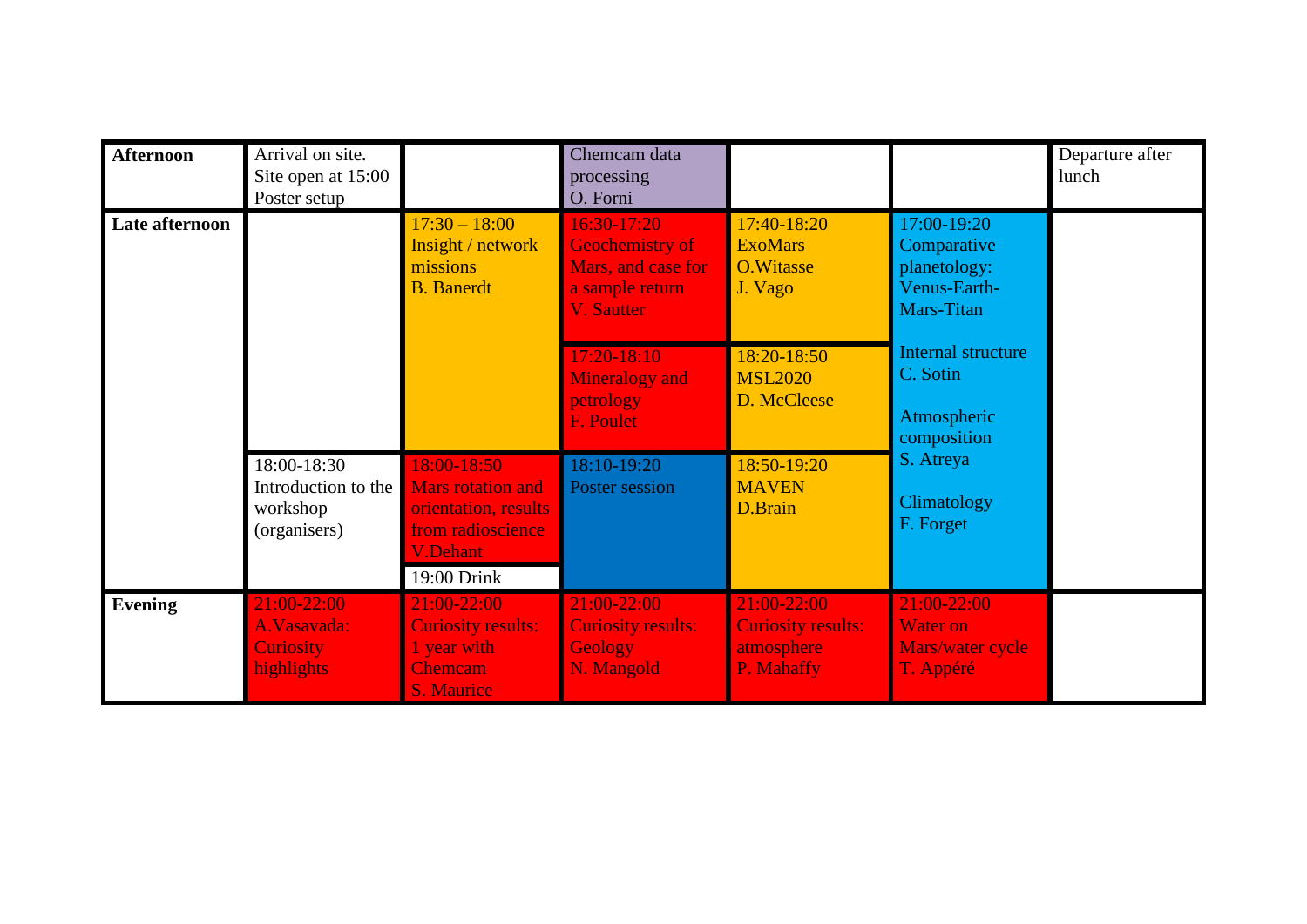| | | | | | | | |
|---|---|---|---|---|---|---|---|
| **Afternoon** | Arrival on site. Site open at 15:00 Poster setup | | Chemcam data processing O. Forni | | | Departure after lunch |
| **Late afternoon** | | 17:30 – 18:00 Insight / network missions B. Banerdt | 16:30-17:20 Geochemistry of Mars, and case for a sample return V. Sautter | 17:40-18:20 ExoMars O.Witasse J. Vago | 17:00-19:20 Comparative planetology: Venus-Earth-Mars-Titan<br><br>Internal structure C. Sotin<br><br>Atmospheric composition S. Atreya<br><br>Climatology F. Forget | |
| | | | 17:20-18:10 Mineralogy and petrology F. Poulet | 18:20-18:50 MSL2020 D. McCleese | | |
| | 18:00-18:30 Introduction to the workshop (organisers) | 18:00-18:50 Mars rotation and orientation, results from radioscience V.Dehant | 18:10-19:20 Poster session | 18:50-19:20 MAVEN D.Brain | | |
| | | 19:00 Drink | | | | |
| **Evening** | 21:00-22:00 A.Vasavada: Curiosity highlights | 21:00-22:00 Curiosity results: 1 year with Chemcam S. Maurice | 21:00-22:00 Curiosity results: Geology N. Mangold | 21:00-22:00 Curiosity results: atmosphere P. Mahaffy | 21:00-22:00 Water on Mars/water cycle T. Appéré | |